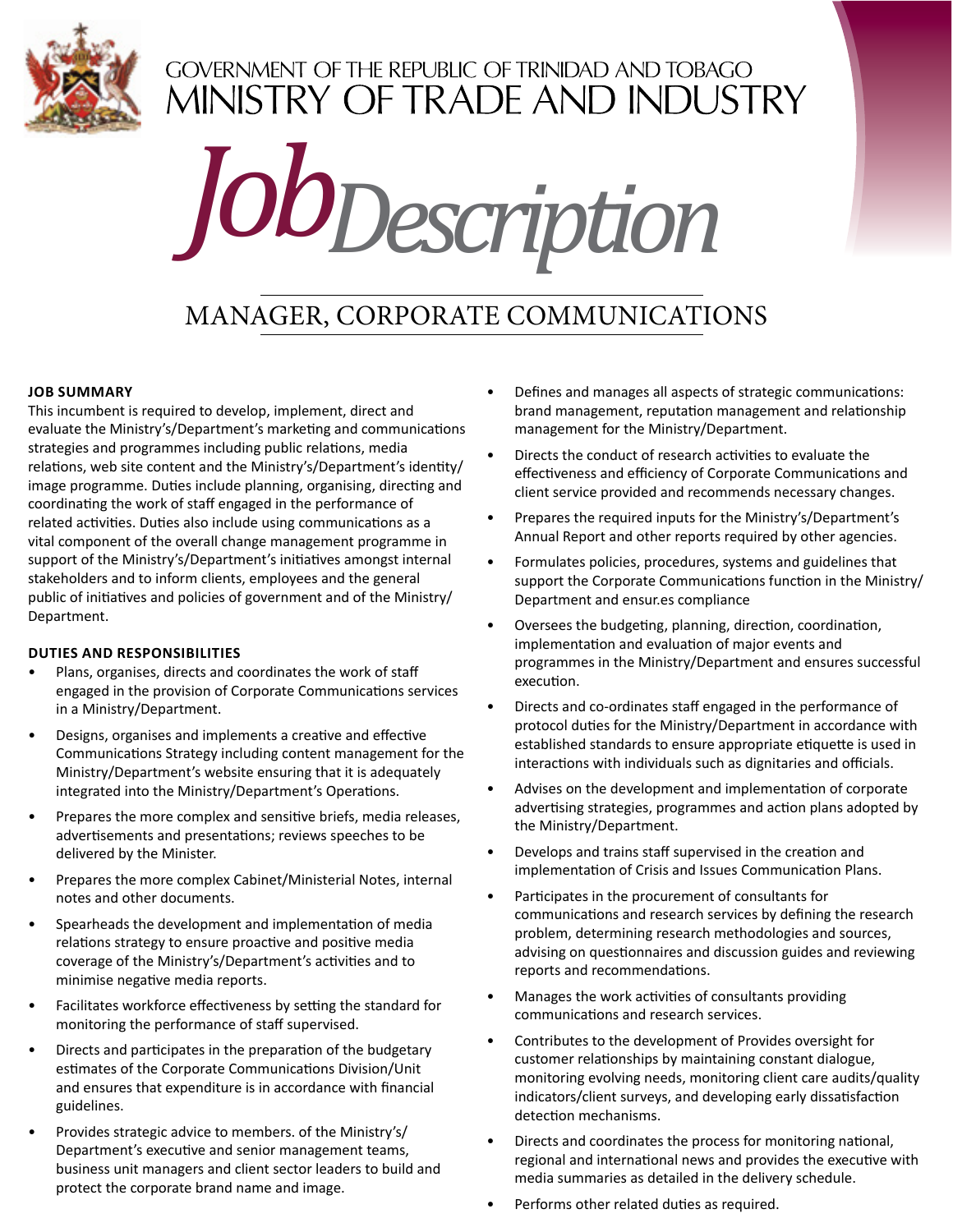GOVERNMENT OF THE REPUBLIC OF TRINIDAD AND TOBAGO
# MINISTRY OF TRADE AND INDUSTRY

# *Job Description*

## MANAGER, CORPORATE COMMUNICATIONS

### JOB SUMMARY

This incumbent is required to develop, implement, direct and evaluate the Ministry's/Department's marketing and communications strategies and programmes including public relations, media relations, web site content and the Ministry's/Department's identity/ image programme. Duties include planning, organising, directing and coordinating the work of staff engaged in the performance of related activities. Duties also include using communications as a vital component of the overall change management programme in support of the Ministry's/Department's initiatives amongst internal stakeholders and to inform clients, employees and the general public of initiatives and policies of government and of the Ministry/ Department.

### DUTIES AND RESPONSIBILITIES

- Plans, organises, directs and coordinates the work of staff engaged in the provision of Corporate Communications services in a Ministry/Department.
- Designs, organises and implements a creative and effective Communications Strategy including content management for the Ministry/Department's website ensuring that it is adequately integrated into the Ministry/Department's Operations.
- Prepares the more complex and sensitive briefs, media releases, advertisements and presentations; reviews speeches to be delivered by the Minister.
- Prepares the more complex Cabinet/Ministerial Notes, internal notes and other documents.
- Spearheads the development and implementation of media relations strategy to ensure proactive and positive media coverage of the Ministry's/Department's activities and to minimise negative media reports.
- Facilitates workforce effectiveness by setting the standard for monitoring the performance of staff supervised.
- Directs and participates in the preparation of the budgetary estimates of the Corporate Communications Division/Unit and ensures that expenditure is in accordance with financial guidelines.
- Provides strategic advice to members. of the Ministry's/ Department's executive and senior management teams, business unit managers and client sector leaders to build and protect the corporate brand name and image.
- Defines and manages all aspects of strategic communications: brand management, reputation management and relationship management for the Ministry/Department.
- Directs the conduct of research activities to evaluate the effectiveness and efficiency of Corporate Communications and client service provided and recommends necessary changes.
- Prepares the required inputs for the Ministry's/Department's Annual Report and other reports required by other agencies.
- Formulates policies, procedures, systems and guidelines that support the Corporate Communications function in the Ministry/ Department and ensur.es compliance
- Oversees the budgeting, planning, direction, coordination, implementation and evaluation of major events and programmes in the Ministry/Department and ensures successful execution.
- Directs and co-ordinates staff engaged in the performance of protocol duties for the Ministry/Department in accordance with established standards to ensure appropriate etiquette is used in interactions with individuals such as dignitaries and officials.
- Advises on the development and implementation of corporate advertising strategies, programmes and action plans adopted by the Ministry/Department.
- Develops and trains staff supervised in the creation and implementation of Crisis and Issues Communication Plans.
- Participates in the procurement of consultants for communications and research services by defining the research problem, determining research methodologies and sources, advising on questionnaires and discussion guides and reviewing reports and recommendations.
- Manages the work activities of consultants providing communications and research services.
- Contributes to the development of Provides oversight for customer relationships by maintaining constant dialogue, monitoring evolving needs, monitoring client care audits/quality indicators/client surveys, and developing early dissatisfaction detection mechanisms.
- Directs and coordinates the process for monitoring national, regional and international news and provides the executive with media summaries as detailed in the delivery schedule.
- Performs other related duties as required.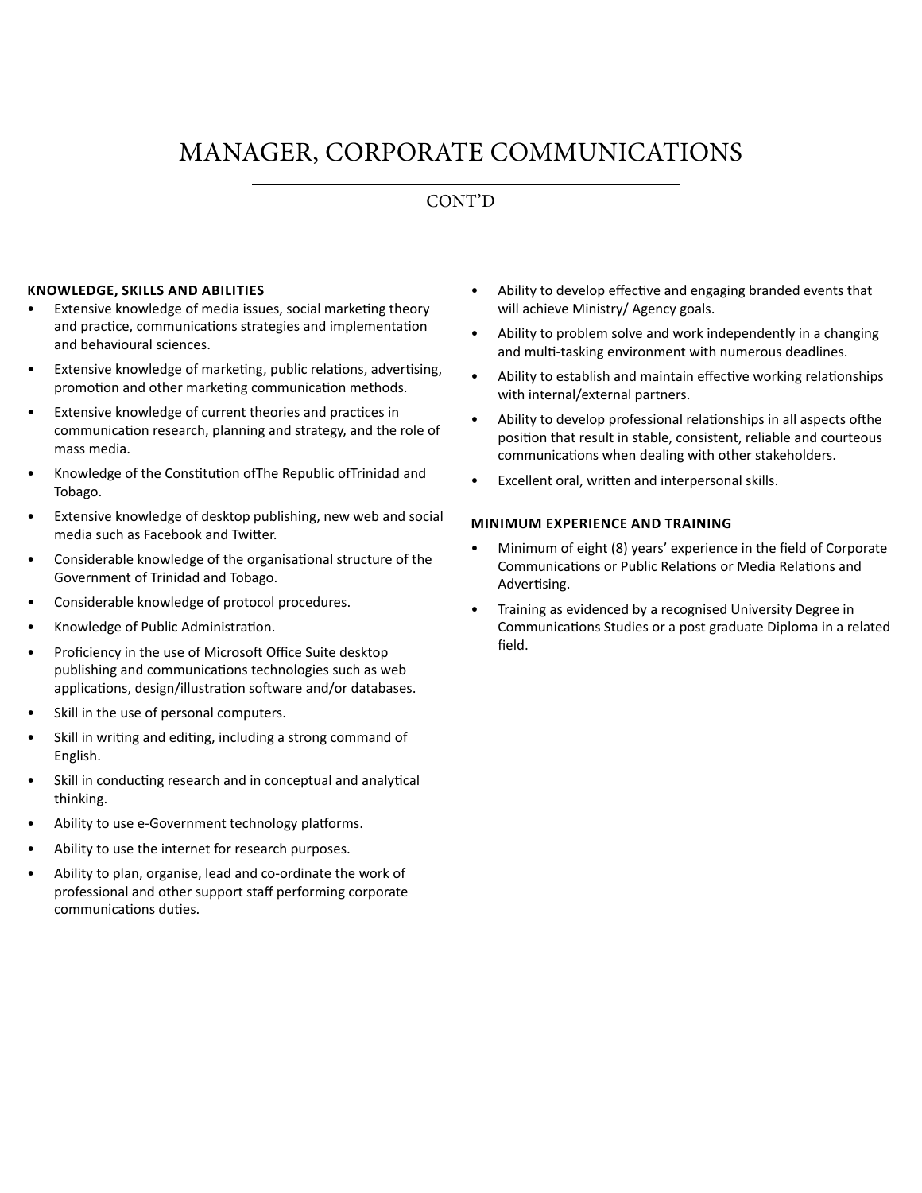# MANAGER, CORPORATE COMMUNICATIONS

CONT'D

**KNOWLEDGE, SKILLS AND ABILITIES**

- Extensive knowledge of media issues, social marketing theory and practice, communications strategies and implementation and behavioural sciences.
- Extensive knowledge of marketing, public relations, advertising, promotion and other marketing communication methods.
- Extensive knowledge of current theories and practices in communication research, planning and strategy, and the role of mass media.
- Knowledge of the Constitution ofThe Republic ofTrinidad and Tobago.
- Extensive knowledge of desktop publishing, new web and social media such as Facebook and Twitter.
- Considerable knowledge of the organisational structure of the Government of Trinidad and Tobago.
- Considerable knowledge of protocol procedures.
- Knowledge of Public Administration.
- Proficiency in the use of Microsoft Office Suite desktop publishing and communications technologies such as web applications, design/illustration software and/or databases.
- Skill in the use of personal computers.
- Skill in writing and editing, including a strong command of English.
- Skill in conducting research and in conceptual and analytical thinking.
- Ability to use e-Government technology platforms.
- Ability to use the internet for research purposes.
- Ability to plan, organise, lead and co-ordinate the work of professional and other support staff performing corporate communications duties.
- Ability to develop effective and engaging branded events that will achieve Ministry/ Agency goals.
- Ability to problem solve and work independently in a changing and multi-tasking environment with numerous deadlines.
- Ability to establish and maintain effective working relationships with internal/external partners.
- Ability to develop professional relationships in all aspects ofthe position that result in stable, consistent, reliable and courteous communications when dealing with other stakeholders.
- Excellent oral, written and interpersonal skills.

**MINIMUM EXPERIENCE AND TRAINING**

- Minimum of eight (8) years' experience in the field of Corporate Communications or Public Relations or Media Relations and Advertising.
- Training as evidenced by a recognised University Degree in Communications Studies or a post graduate Diploma in a related field.